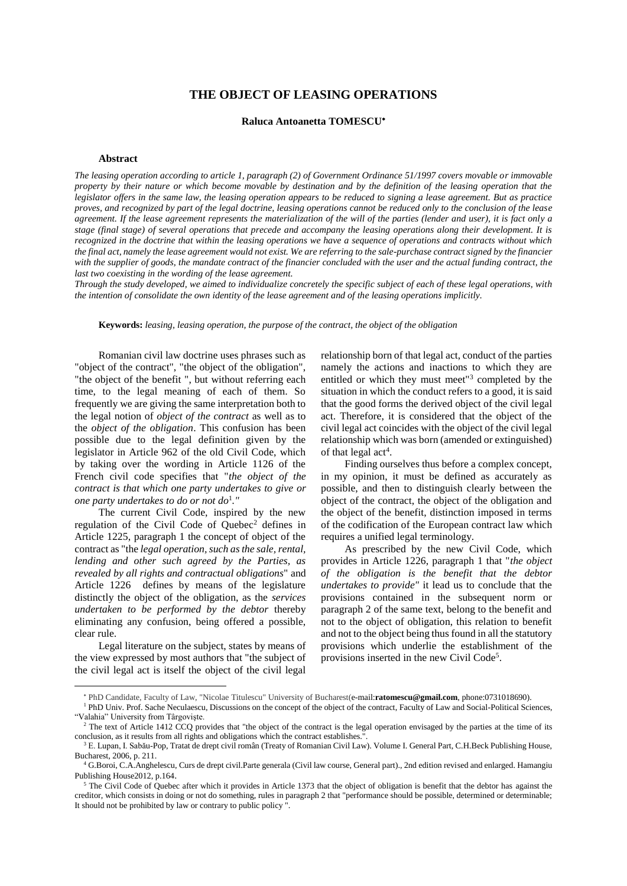# THE OBJECT OF LEASING OPERATIONS

**Raluca Antoanetta TOMESCU***

### Abstract

*The leasing operation according to article 1, paragraph (2) of Government Ordinance 51/1997 covers movable or immovable property by their nature or which become movable by destination and by the definition of the leasing operation that the legislator offers in the same law, the leasing operation appears to be reduced to signing a lease agreement. But as practice proves, and recognized by part of the legal doctrine, leasing operations cannot be reduced only to the conclusion of the lease agreement. If the lease agreement represents the materialization of the will of the parties (lender and user), it is fact only a stage (final stage) of several operations that precede and accompany the leasing operations along their development. It is recognized in the doctrine that within the leasing operations we have a sequence of operations and contracts without which the final act, namely the lease agreement would not exist. We are referring to the sale-purchase contract signed by the financier with the supplier of goods, the mandate contract of the financier concluded with the user and the actual funding contract, the last two coexisting in the wording of the lease agreement.*

*Through the study developed, we aimed to individualize concretely the specific subject of each of these legal operations, with the intention of consolidate the own identity of the lease agreement and of the leasing operations implicitly.*

**Keywords:** *leasing, leasing operation, the purpose of the contract, the object of the obligation*

Romanian civil law doctrine uses phrases such as "object of the contract", "the object of the obligation", "the object of the benefit ", but without referring each time, to the legal meaning of each of them. So frequently we are giving the same interpretation both to the legal notion of *object of the contract* as well as to the *object of the obligation*. This confusion has been possible due to the legal definition given by the legislator in Article 962 of the old Civil Code, which by taking over the wording in Article 1126 of the French civil code specifies that "*the object of the contract is that which one party undertakes to give or one party undertakes to do or not do*[1]*."*

The current Civil Code, inspired by the new regulation of the Civil Code of Quebec[2] defines in Article 1225, paragraph 1 the concept of object of the contract as "the *legal operation, such as the sale, rental, lending and other such agreed by the Parties, as revealed by all rights and contractual obligations*" and Article 1226 defines by means of the legislature distinctly the object of the obligation, as the *services undertaken to be performed by the debtor* thereby eliminating any confusion, being offered a possible, clear rule.

Legal literature on the subject, states by means of the view expressed by most authors that "the subject of the civil legal act is itself the object of the civil legal relationship born of that legal act, conduct of the parties namely the actions and inactions to which they are entitled or which they must meet"[3] completed by the situation in which the conduct refers to a good, it is said that the good forms the derived object of the civil legal act. Therefore, it is considered that the object of the civil legal act coincides with the object of the civil legal relationship which was born (amended or extinguished) of that legal act[4].

Finding ourselves thus before a complex concept, in my opinion, it must be defined as accurately as possible, and then to distinguish clearly between the object of the contract, the object of the obligation and the object of the benefit, distinction imposed in terms of the codification of the European contract law which requires a unified legal terminology.

As prescribed by the new Civil Code, which provides in Article 1226, paragraph 1 that "*the object of the obligation is the benefit that the debtor undertakes to provide"* it lead us to conclude that the provisions contained in the subsequent norm or paragraph 2 of the same text, belong to the benefit and not to the object of obligation, this relation to benefit and not to the object being thus found in all the statutory provisions which underlie the establishment of the provisions inserted in the new Civil Code[5].

---

\* PhD Candidate, Faculty of Law, "Nicolae Titulescu" University of Bucharest(e-mail:**ratomescu@gmail.com**, phone:0731018690).

[1] PhD Univ. Prof. Sache Neculaescu, Discussions on the concept of the object of the contract, Faculty of Law and Social-Political Sciences, "Valahia" University from Târgovişte.

[2] The text of Article 1412 CCQ provides that "the object of the contract is the legal operation envisaged by the parties at the time of its conclusion, as it results from all rights and obligations which the contract establishes.".

[3] E. Lupan, I. Sabău-Pop, Tratat de drept civil român (Treaty of Romanian Civil Law). Volume I. General Part, C.H.Beck Publishing House, Bucharest, 2006, p. 211.

[4] G.Boroi, C.A.Anghelescu, Curs de drept civil.Parte generala (Civil law course, General part)., 2nd edition revised and enlarged. Hamangiu Publishing House2012, p.164.

[5] The Civil Code of Quebec after which it provides in Article 1373 that the object of obligation is benefit that the debtor has against the creditor, which consists in doing or not do something, rules in paragraph 2 that "performance should be possible, determined or determinable; It should not be prohibited by law or contrary to public policy ".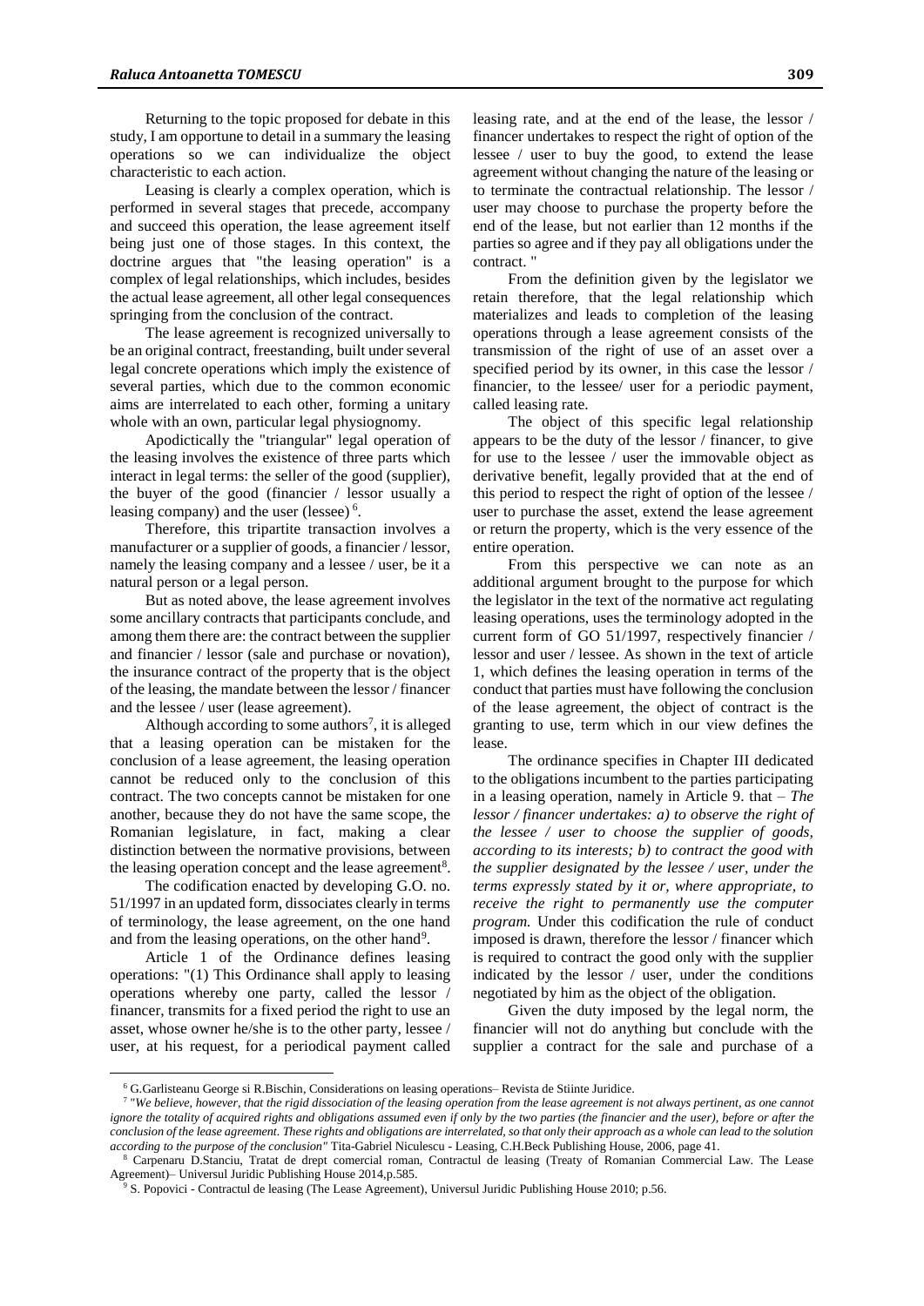Returning to the topic proposed for debate in this study, I am opportune to detail in a summary the leasing operations so we can individualize the object characteristic to each action.

Leasing is clearly a complex operation, which is performed in several stages that precede, accompany and succeed this operation, the lease agreement itself being just one of those stages. In this context, the doctrine argues that "the leasing operation" is a complex of legal relationships, which includes, besides the actual lease agreement, all other legal consequences springing from the conclusion of the contract.

The lease agreement is recognized universally to be an original contract, freestanding, built under several legal concrete operations which imply the existence of several parties, which due to the common economic aims are interrelated to each other, forming a unitary whole with an own, particular legal physiognomy.

Apodictically the "triangular" legal operation of the leasing involves the existence of three parts which interact in legal terms: the seller of the good (supplier), the buyer of the good (financier / lessor usually a leasing company) and the user (lessee) [6].

Therefore, this tripartite transaction involves a manufacturer or a supplier of goods, a financier / lessor, namely the leasing company and a lessee / user, be it a natural person or a legal person.

But as noted above, the lease agreement involves some ancillary contracts that participants conclude, and among them there are: the contract between the supplier and financier / lessor (sale and purchase or novation), the insurance contract of the property that is the object of the leasing, the mandate between the lessor / financer and the lessee / user (lease agreement).

Although according to some authors[7], it is alleged that a leasing operation can be mistaken for the conclusion of a lease agreement, the leasing operation cannot be reduced only to the conclusion of this contract. The two concepts cannot be mistaken for one another, because they do not have the same scope, the Romanian legislature, in fact, making a clear distinction between the normative provisions, between the leasing operation concept and the lease agreement[8].

The codification enacted by developing G.O. no. 51/1997 in an updated form, dissociates clearly in terms of terminology, the lease agreement, on the one hand and from the leasing operations, on the other hand[9].

Article 1 of the Ordinance defines leasing operations: "(1) This Ordinance shall apply to leasing operations whereby one party, called the lessor / financer, transmits for a fixed period the right to use an asset, whose owner he/she is to the other party, lessee / user, at his request, for a periodical payment called leasing rate, and at the end of the lease, the lessor / financer undertakes to respect the right of option of the lessee / user to buy the good, to extend the lease agreement without changing the nature of the leasing or to terminate the contractual relationship. The lessor / user may choose to purchase the property before the end of the lease, but not earlier than 12 months if the parties so agree and if they pay all obligations under the contract. "

From the definition given by the legislator we retain therefore, that the legal relationship which materializes and leads to completion of the leasing operations through a lease agreement consists of the transmission of the right of use of an asset over a specified period by its owner, in this case the lessor / financier, to the lessee/ user for a periodic payment, called leasing rate.

The object of this specific legal relationship appears to be the duty of the lessor / financer, to give for use to the lessee / user the immovable object as derivative benefit, legally provided that at the end of this period to respect the right of option of the lessee / user to purchase the asset, extend the lease agreement or return the property, which is the very essence of the entire operation.

From this perspective we can note as an additional argument brought to the purpose for which the legislator in the text of the normative act regulating leasing operations, uses the terminology adopted in the current form of GO 51/1997, respectively financier / lessor and user / lessee. As shown in the text of article 1, which defines the leasing operation in terms of the conduct that parties must have following the conclusion of the lease agreement, the object of contract is the granting to use, term which in our view defines the lease.

The ordinance specifies in Chapter III dedicated to the obligations incumbent to the parties participating in a leasing operation, namely in Article 9. that – *The lessor / financer undertakes: a) to observe the right of the lessee / user to choose the supplier of goods, according to its interests; b) to contract the good with the supplier designated by the lessee / user, under the terms expressly stated by it or, where appropriate, to receive the right to permanently use the computer program.* Under this codification the rule of conduct imposed is drawn, therefore the lessor / financer which is required to contract the good only with the supplier indicated by the lessor / user, under the conditions negotiated by him as the object of the obligation.

Given the duty imposed by the legal norm, the financier will not do anything but conclude with the supplier a contract for the sale and purchase of a

---

[6] G.Garlisteanu George si R.Bischin, Considerations on leasing operations– Revista de Stiinte Juridice.

[7] "*We believe, however, that the rigid dissociation of the leasing operation from the lease agreement is not always pertinent, as one cannot ignore the totality of acquired rights and obligations assumed even if only by the two parties (the financier and the user), before or after the conclusion of the lease agreement. These rights and obligations are interrelated, so that only their approach as a whole can lead to the solution according to the purpose of the conclusion"* Tita-Gabriel Niculescu - Leasing, C.H.Beck Publishing House, 2006, page 41.

[8] Carpenaru D.Stanciu, Tratat de drept comercial roman, Contractul de leasing (Treaty of Romanian Commercial Law. The Lease Agreement)– Universul Juridic Publishing House 2014,p.585.

[9] S. Popovici - Contractul de leasing (The Lease Agreement), Universul Juridic Publishing House 2010; p.56.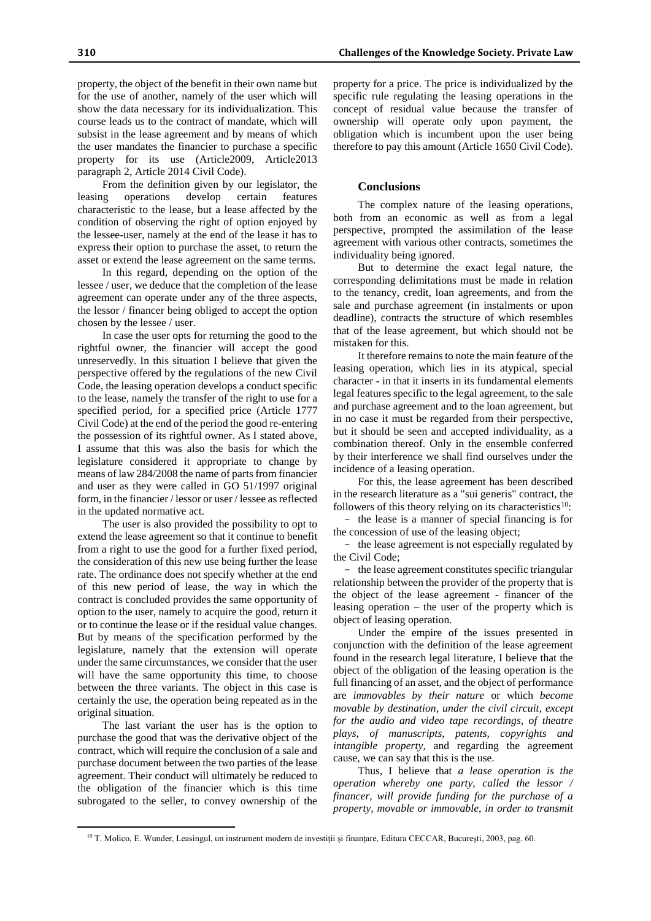property, the object of the benefit in their own name but for the use of another, namely of the user which will show the data necessary for its individualization. This course leads us to the contract of mandate, which will subsist in the lease agreement and by means of which the user mandates the financier to purchase a specific property for its use (Article2009, Article2013 paragraph 2, Article 2014 Civil Code).

From the definition given by our legislator, the leasing operations develop certain features characteristic to the lease, but a lease affected by the condition of observing the right of option enjoyed by the lessee-user, namely at the end of the lease it has to express their option to purchase the asset, to return the asset or extend the lease agreement on the same terms.

In this regard, depending on the option of the lessee / user, we deduce that the completion of the lease agreement can operate under any of the three aspects, the lessor / financer being obliged to accept the option chosen by the lessee / user.

In case the user opts for returning the good to the rightful owner, the financier will accept the good unreservedly. In this situation I believe that given the perspective offered by the regulations of the new Civil Code, the leasing operation develops a conduct specific to the lease, namely the transfer of the right to use for a specified period, for a specified price (Article 1777 Civil Code) at the end of the period the good re-entering the possession of its rightful owner. As I stated above, I assume that this was also the basis for which the legislature considered it appropriate to change by means of law 284/2008 the name of parts from financier and user as they were called in GO 51/1997 original form, in the financier / lessor or user / lessee as reflected in the updated normative act.

The user is also provided the possibility to opt to extend the lease agreement so that it continue to benefit from a right to use the good for a further fixed period, the consideration of this new use being further the lease rate. The ordinance does not specify whether at the end of this new period of lease, the way in which the contract is concluded provides the same opportunity of option to the user, namely to acquire the good, return it or to continue the lease or if the residual value changes. But by means of the specification performed by the legislature, namely that the extension will operate under the same circumstances, we consider that the user will have the same opportunity this time, to choose between the three variants. The object in this case is certainly the use, the operation being repeated as in the original situation.

The last variant the user has is the option to purchase the good that was the derivative object of the contract, which will require the conclusion of a sale and purchase document between the two parties of the lease agreement. Their conduct will ultimately be reduced to the obligation of the financier which is this time subrogated to the seller, to convey ownership of the property for a price. The price is individualized by the specific rule regulating the leasing operations in the concept of residual value because the transfer of ownership will operate only upon payment, the obligation which is incumbent upon the user being therefore to pay this amount (Article 1650 Civil Code).

## Conclusions

The complex nature of the leasing operations, both from an economic as well as from a legal perspective, prompted the assimilation of the lease agreement with various other contracts, sometimes the individuality being ignored.

But to determine the exact legal nature, the corresponding delimitations must be made in relation to the tenancy, credit, loan agreements, and from the sale and purchase agreement (in instalments or upon deadline), contracts the structure of which resembles that of the lease agreement, but which should not be mistaken for this.

It therefore remains to note the main feature of the leasing operation, which lies in its atypical, special character - in that it inserts in its fundamental elements legal features specific to the legal agreement, to the sale and purchase agreement and to the loan agreement, but in no case it must be regarded from their perspective, but it should be seen and accepted individuality, as a combination thereof. Only in the ensemble conferred by their interference we shall find ourselves under the incidence of a leasing operation.

For this, the lease agreement has been described in the research literature as a "sui generis" contract, the followers of this theory relying on its characteristics[10]:

- the lease is a manner of special financing is for the concession of use of the leasing object;
- the lease agreement is not especially regulated by the Civil Code;
- the lease agreement constitutes specific triangular relationship between the provider of the property that is the object of the lease agreement - financer of the leasing operation – the user of the property which is object of leasing operation.

Under the empire of the issues presented in conjunction with the definition of the lease agreement found in the research legal literature, I believe that the object of the obligation of the leasing operation is the full financing of an asset, and the object of performance are *immovables by their nature* or which *become movable by destination, under the civil circuit, except for the audio and video tape recordings, of theatre plays, of manuscripts, patents, copyrights and intangible property*, and regarding the agreement cause, we can say that this is the use.

Thus, I believe that *a lease operation is the operation whereby one party, called the lessor / financer, will provide funding for the purchase of a property, movable or immovable, in order to transmit*

[10] T. Molico, E. Wunder, Leasingul, un instrument modern de investiţii şi finanţare, Editura CECCAR, Bucureşti, 2003, pag. 60.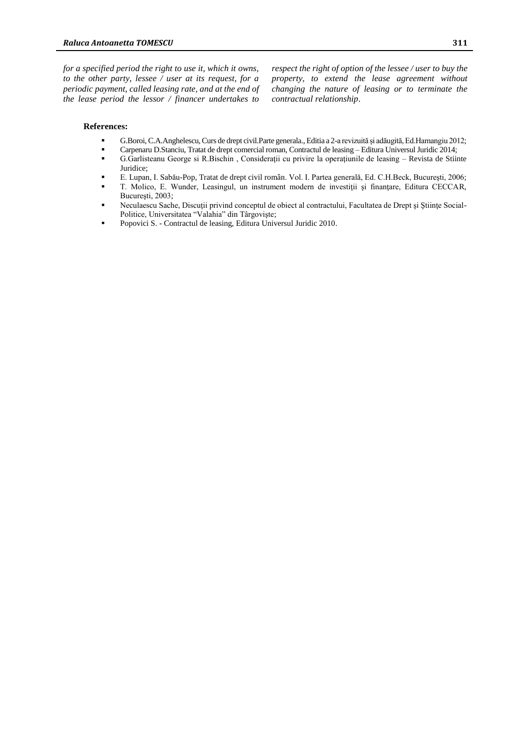*for a specified period the right to use it, which it owns, to the other party, lessee / user at its request, for a periodic payment, called leasing rate, and at the end of the lease period the lessor / financer undertakes to respect the right of option of the lessee / user to buy the property, to extend the lease agreement without changing the nature of leasing or to terminate the contractual relationship*.

**References:**

- G.Boroi, C.A.Anghelescu, Curs de drept civil.Parte generala., Editia a 2-a revizuită și adăugită, Ed.Hamangiu 2012;
- Carpenaru D.Stanciu, Tratat de drept comercial roman, Contractul de leasing – Editura Universul Juridic 2014;
- G.Garlisteanu George si R.Bischin , Consideraţii cu privire la operaţiunile de leasing – Revista de Stiinte Juridice;
- E. Lupan, I. Sabău-Pop, Tratat de drept civil român. Vol. I. Partea generală, Ed. C.H.Beck, Bucureşti, 2006;
- T. Molico, E. Wunder, Leasingul, un instrument modern de investiţii şi finanţare, Editura CECCAR, Bucureşti, 2003;
- Neculaescu Sache, Discuţii privind conceptul de obiect al contractului, Facultatea de Drept şi Ştiinţe Social-Politice, Universitatea "Valahia" din Târgovişte;
- Popovici S. - Contractul de leasing, Editura Universul Juridic 2010.